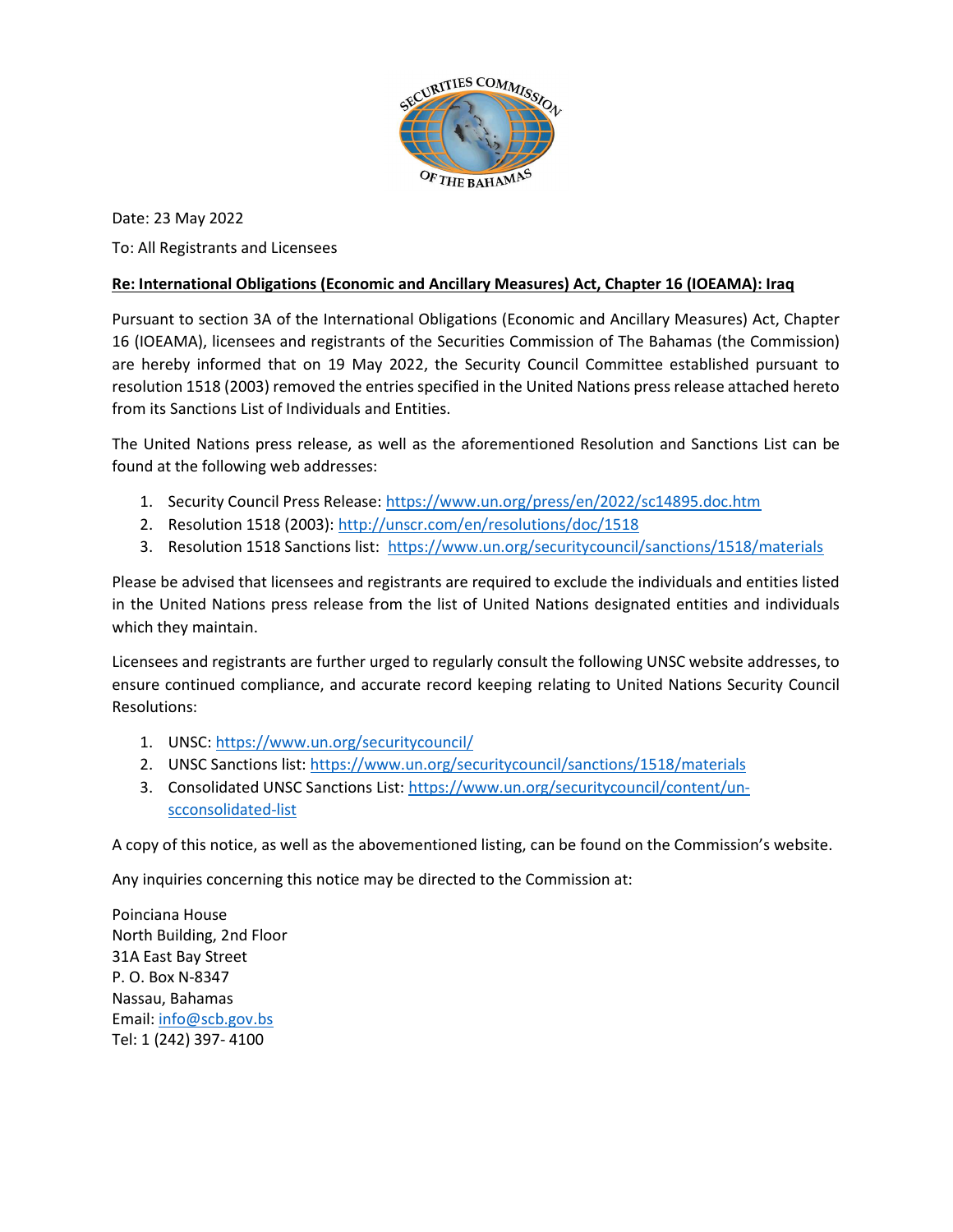Date: 23 May 2022

To: All Registrants and Licensees

**Re: International Obligations (Economic and Ancillary Measures) Act, Chapter 16 (IOEAMA): Iraq**

Pursuant to section 3A of the International Obligations (Economic and Ancillary Measures) Act, Chapter 16 (IOEAMA), licensees and registrants of the Securities Commission of The Bahamas (the Commission) are hereby informed that on 19 May 2022, the Security Council Committee established pursuant to resolution 1518 (2003) removed the entries specified in the United Nations press release attached hereto from its Sanctions List of Individuals and Entities.

The United Nations press release, as well as the aforementioned Resolution and Sanctions List can be found at the following web addresses:

1. Security Council Press Release: https://www.un.org/press/en/2022/sc14895.doc.htm
2. Resolution 1518 (2003): http://unscr.com/en/resolutions/doc/1518
3. Resolution 1518 Sanctions list: https://www.un.org/securitycouncil/sanctions/1518/materials

Please be advised that licensees and registrants are required to exclude the individuals and entities listed in the United Nations press release from the list of United Nations designated entities and individuals which they maintain.

Licensees and registrants are further urged to regularly consult the following UNSC website addresses, to ensure continued compliance, and accurate record keeping relating to United Nations Security Council Resolutions:

1. UNSC: https://www.un.org/securitycouncil/
2. UNSC Sanctions list: https://www.un.org/securitycouncil/sanctions/1518/materials
3. Consolidated UNSC Sanctions List: https://www.un.org/securitycouncil/content/un-scconsolidated-list

A copy of this notice, as well as the abovementioned listing, can be found on the Commission's website.

Any inquiries concerning this notice may be directed to the Commission at:

Poinciana House
North Building, 2nd Floor
31A East Bay Street
P. O. Box N-8347
Nassau, Bahamas
Email: info@scb.gov.bs
Tel: 1 (242) 397- 4100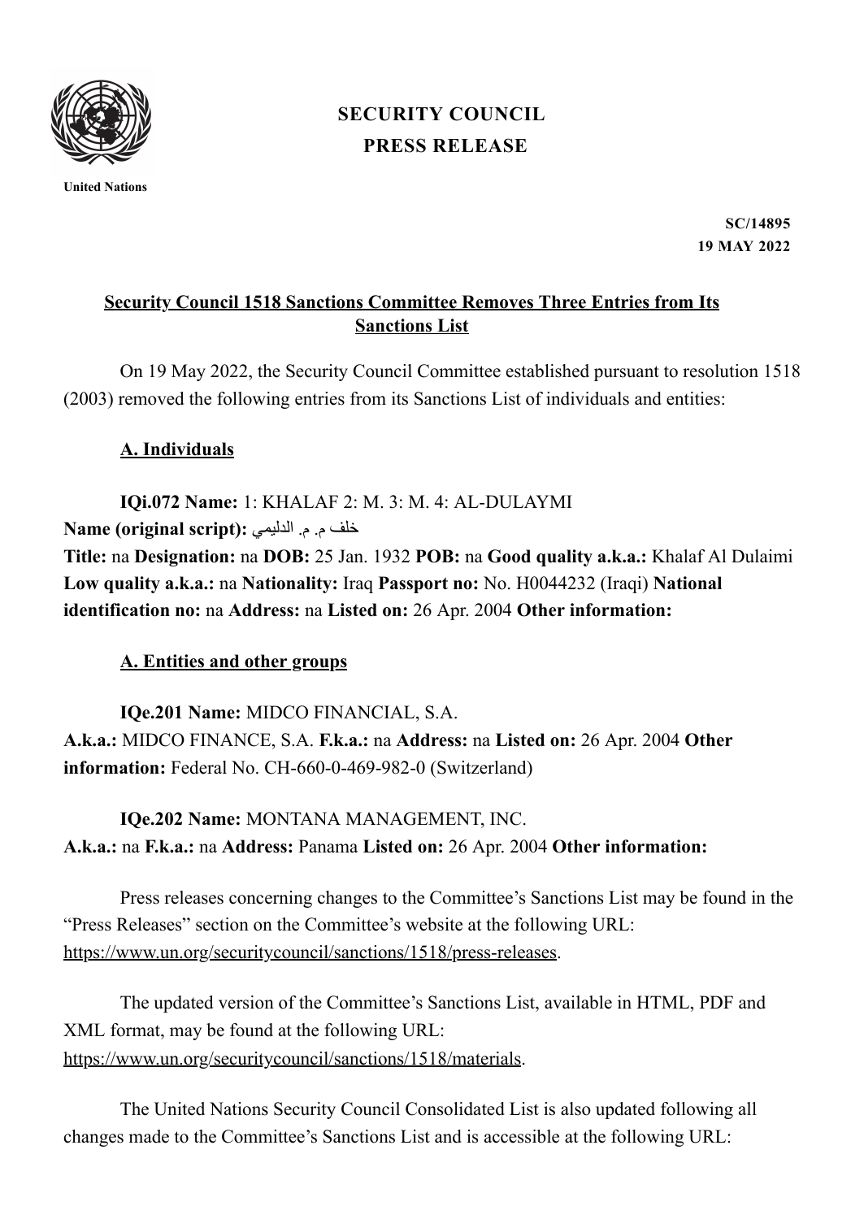# SECURITY COUNCIL
## PRESS RELEASE

United Nations

**SC/14895**
**19 MAY 2022**

### Security Council 1518 Sanctions Committee Removes Three Entries from Its Sanctions List

On 19 May 2022, the Security Council Committee established pursuant to resolution 1518 (2003) removed the following entries from its Sanctions List of individuals and entities:

#### A. Individuals

**IQi.072 Name:** 1: KHALAF 2: M. 3: M. 4: AL-DULAYMI
**Name (original script):** خلف م. م. الدليمي
**Title:** na **Designation:** na **DOB:** 25 Jan. 1932 **POB:** na **Good quality a.k.a.:** Khalaf Al Dulaimi **Low quality a.k.a.:** na **Nationality:** Iraq **Passport no:** No. H0044232 (Iraqi) **National identification no:** na **Address:** na **Listed on:** 26 Apr. 2004 **Other information:**

#### A. Entities and other groups

**IQe.201 Name:** MIDCO FINANCIAL, S.A.
**A.k.a.:** MIDCO FINANCE, S.A. **F.k.a.:** na **Address:** na **Listed on:** 26 Apr. 2004 **Other information:** Federal No. CH-660-0-469-982-0 (Switzerland)

**IQe.202 Name:** MONTANA MANAGEMENT, INC.
**A.k.a.:** na **F.k.a.:** na **Address:** Panama **Listed on:** 26 Apr. 2004 **Other information:**

Press releases concerning changes to the Committee's Sanctions List may be found in the "Press Releases" section on the Committee's website at the following URL: https://www.un.org/securitycouncil/sanctions/1518/press-releases.

The updated version of the Committee's Sanctions List, available in HTML, PDF and XML format, may be found at the following URL: https://www.un.org/securitycouncil/sanctions/1518/materials.

The United Nations Security Council Consolidated List is also updated following all changes made to the Committee's Sanctions List and is accessible at the following URL: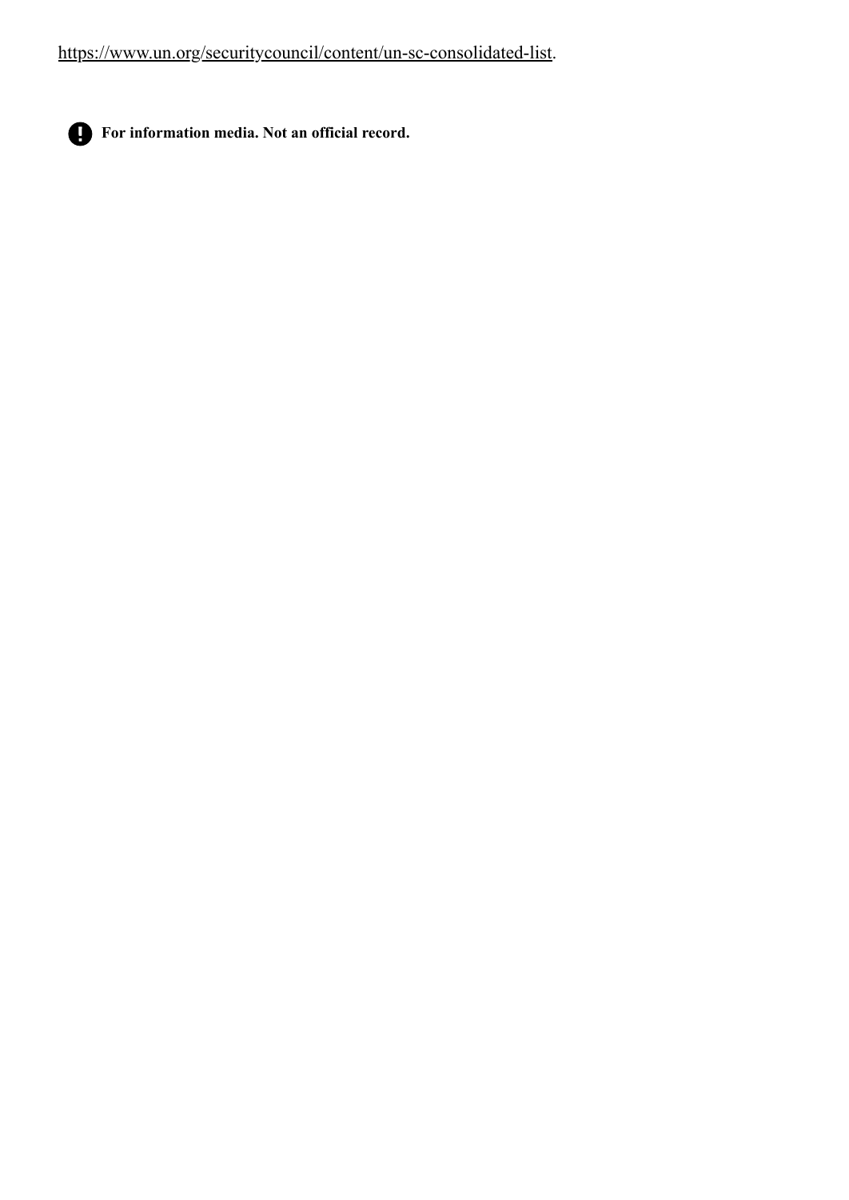https://www.un.org/securitycouncil/content/un-sc-consolidated-list.

**For information media. Not an official record.**